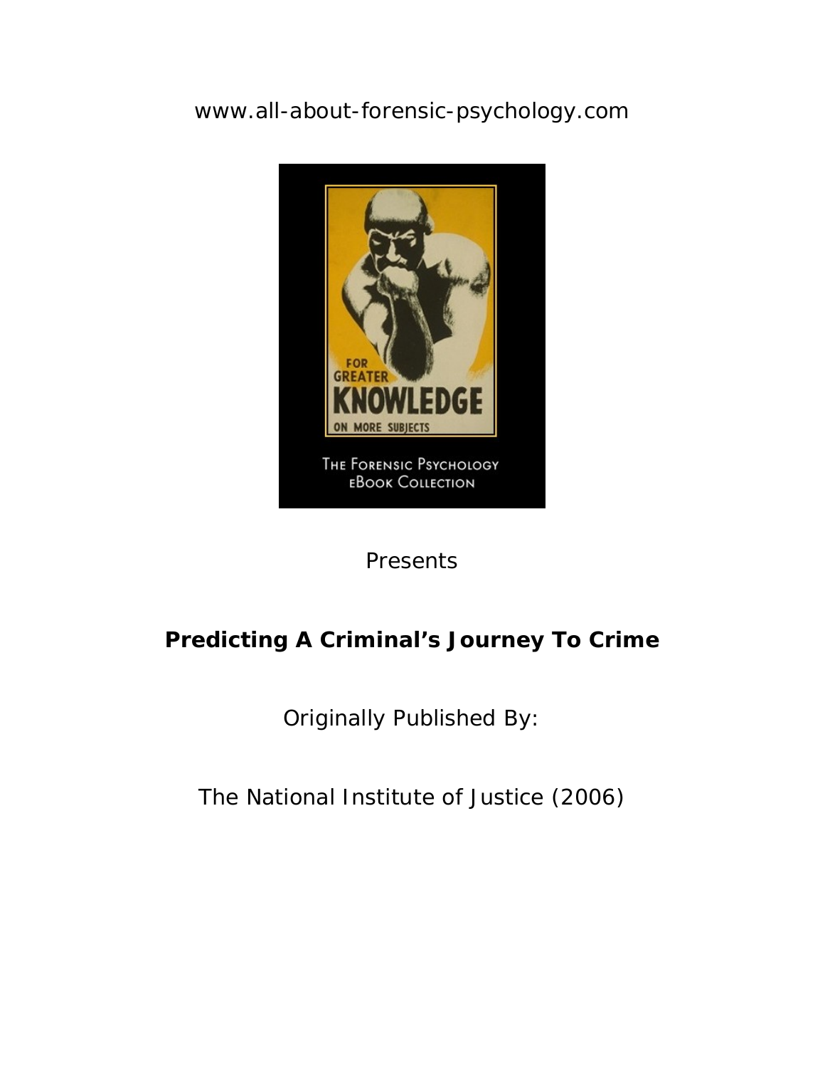www.all-about-forensic-psychology.com

Presents

**Predicting A Criminal's Journey To Crime**

Originally Published By:

The National Institute of Justice (2006)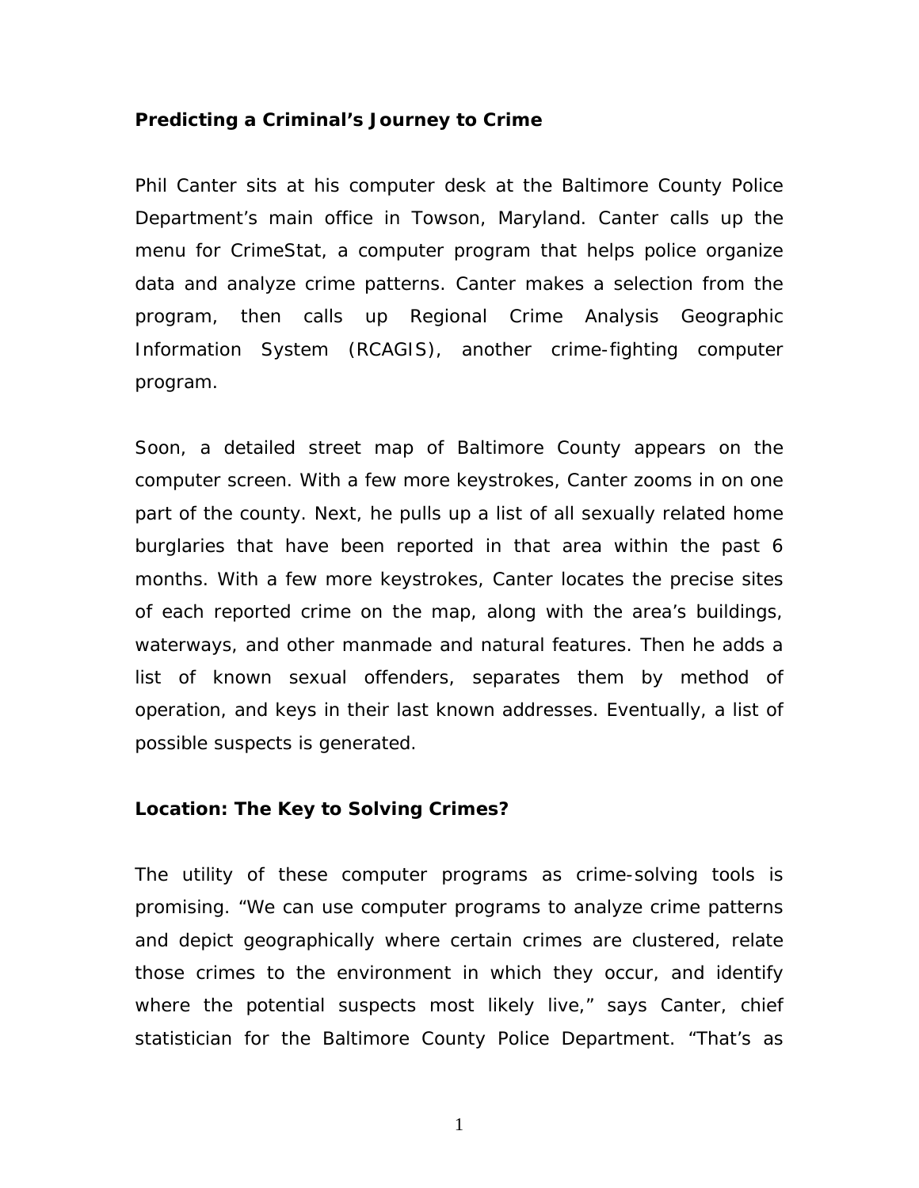**Predicting a Criminal's Journey to Crime**

Phil Canter sits at his computer desk at the Baltimore County Police Department's main office in Towson, Maryland. Canter calls up the menu for CrimeStat, a computer program that helps police organize data and analyze crime patterns. Canter makes a selection from the program, then calls up Regional Crime Analysis Geographic Information System (RCAGIS), another crime-fighting computer program.

Soon, a detailed street map of Baltimore County appears on the computer screen. With a few more keystrokes, Canter zooms in on one part of the county. Next, he pulls up a list of all sexually related home burglaries that have been reported in that area within the past 6 months. With a few more keystrokes, Canter locates the precise sites of each reported crime on the map, along with the area's buildings, waterways, and other manmade and natural features. Then he adds a list of known sexual offenders, separates them by method of operation, and keys in their last known addresses. Eventually, a list of possible suspects is generated.

**Location: The Key to Solving Crimes?**

The utility of these computer programs as crime-solving tools is promising. "We can use computer programs to analyze crime patterns and depict geographically where certain crimes are clustered, relate those crimes to the environment in which they occur, and identify where the potential suspects most likely live," says Canter, chief statistician for the Baltimore County Police Department. "That's as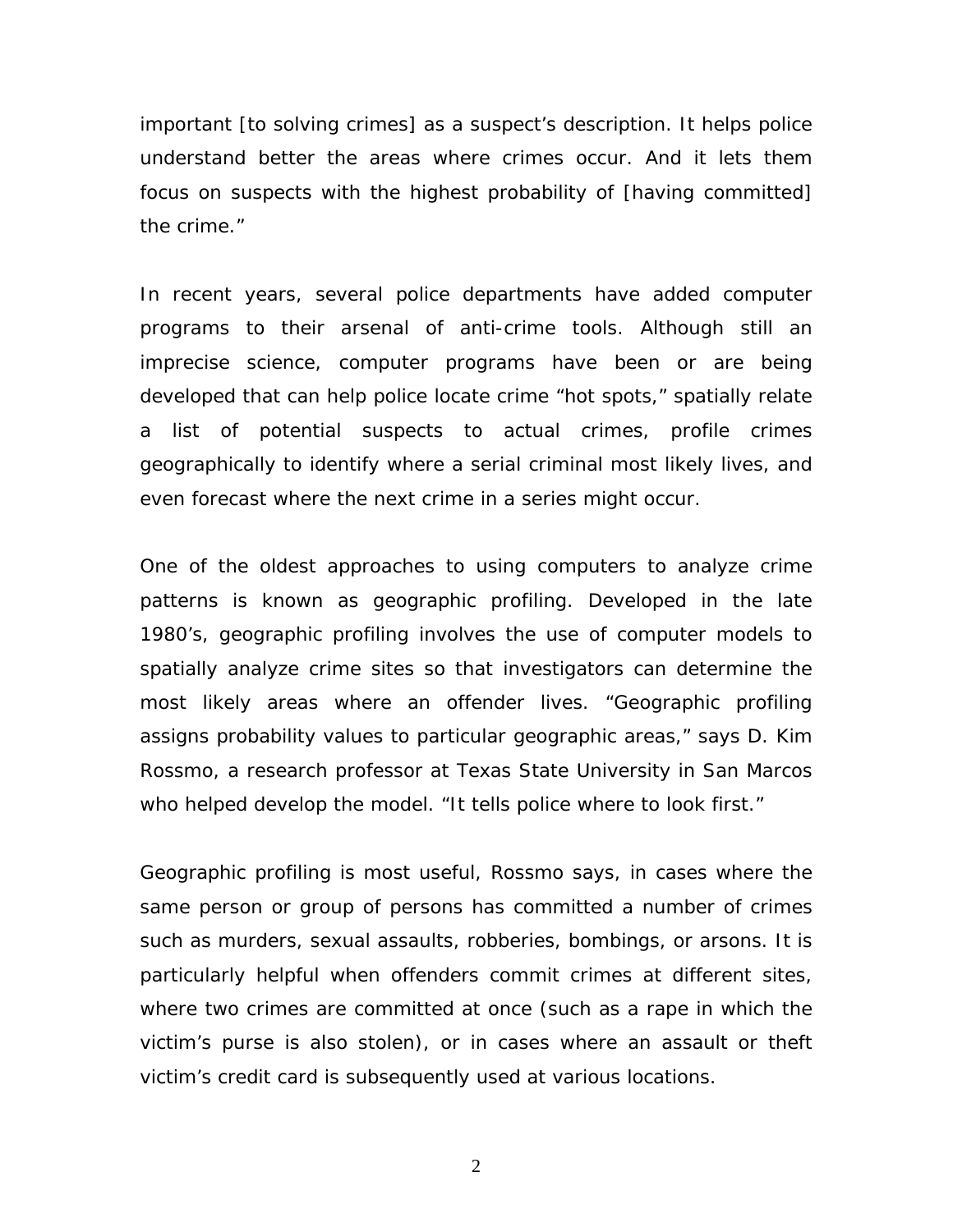important [to solving crimes] as a suspect's description. It helps police understand better the areas where crimes occur. And it lets them focus on suspects with the highest probability of [having committed] the crime."

In recent years, several police departments have added computer programs to their arsenal of anti-crime tools. Although still an imprecise science, computer programs have been or are being developed that can help police locate crime "hot spots," spatially relate a list of potential suspects to actual crimes, profile crimes geographically to identify where a serial criminal most likely lives, and even forecast where the next crime in a series might occur.

One of the oldest approaches to using computers to analyze crime patterns is known as geographic profiling. Developed in the late 1980's, geographic profiling involves the use of computer models to spatially analyze crime sites so that investigators can determine the most likely areas where an offender lives. "Geographic profiling assigns probability values to particular geographic areas," says D. Kim Rossmo, a research professor at Texas State University in San Marcos who helped develop the model. "It tells police where to look first."

Geographic profiling is most useful, Rossmo says, in cases where the same person or group of persons has committed a number of crimes such as murders, sexual assaults, robberies, bombings, or arsons. It is particularly helpful when offenders commit crimes at different sites, where two crimes are committed at once (such as a rape in which the victim's purse is also stolen), or in cases where an assault or theft victim's credit card is subsequently used at various locations.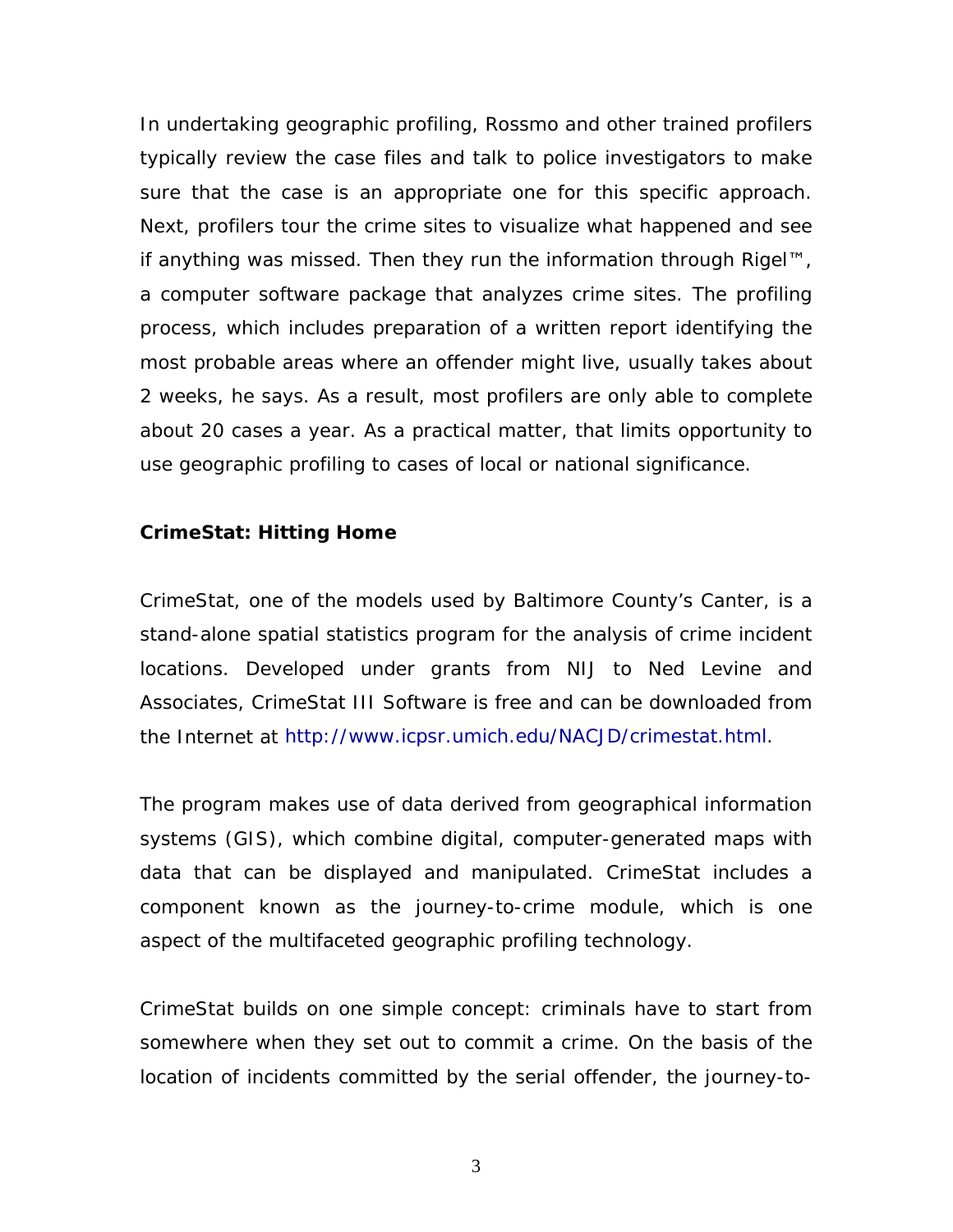In undertaking geographic profiling, Rossmo and other trained profilers typically review the case files and talk to police investigators to make sure that the case is an appropriate one for this specific approach. Next, profilers tour the crime sites to visualize what happened and see if anything was missed. Then they run the information through Rigel™, a computer software package that analyzes crime sites. The profiling process, which includes preparation of a written report identifying the most probable areas where an offender might live, usually takes about 2 weeks, he says. As a result, most profilers are only able to complete about 20 cases a year. As a practical matter, that limits opportunity to use geographic profiling to cases of local or national significance.

**CrimeStat: Hitting Home**

CrimeStat, one of the models used by Baltimore County's Canter, is a stand-alone spatial statistics program for the analysis of crime incident locations. Developed under grants from NIJ to Ned Levine and Associates, CrimeStat III Software is free and can be downloaded from the Internet at http://www.icpsr.umich.edu/NACJD/crimestat.html.

The program makes use of data derived from geographical information systems (GIS), which combine digital, computer-generated maps with data that can be displayed and manipulated. CrimeStat includes a component known as the journey-to-crime module, which is one aspect of the multifaceted geographic profiling technology.

CrimeStat builds on one simple concept: criminals have to start from somewhere when they set out to commit a crime. On the basis of the location of incidents committed by the serial offender, the journey-to-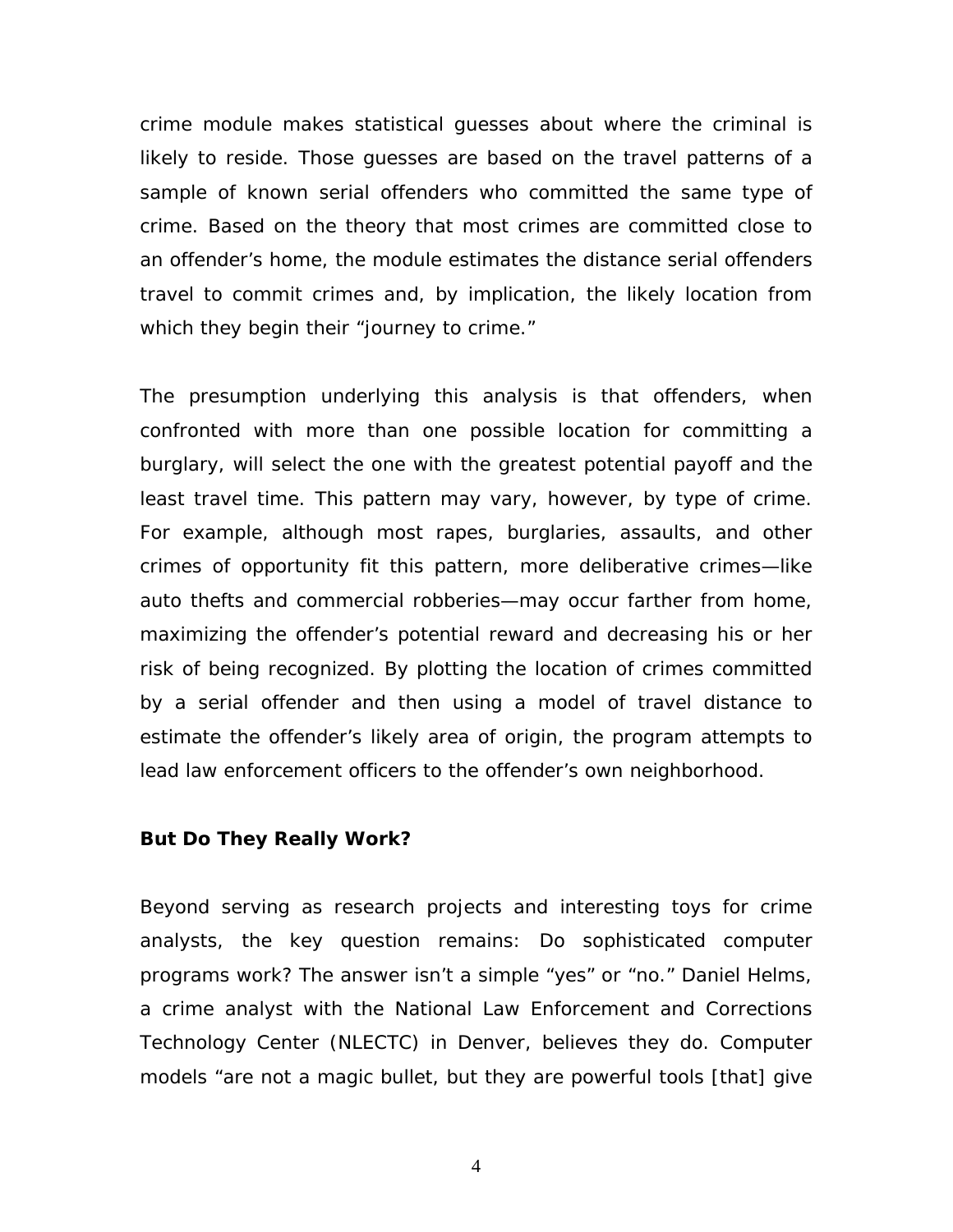crime module makes statistical guesses about where the criminal is likely to reside. Those guesses are based on the travel patterns of a sample of known serial offenders who committed the same type of crime. Based on the theory that most crimes are committed close to an offender's home, the module estimates the distance serial offenders travel to commit crimes and, by implication, the likely location from which they begin their "journey to crime."

The presumption underlying this analysis is that offenders, when confronted with more than one possible location for committing a burglary, will select the one with the greatest potential payoff and the least travel time. This pattern may vary, however, by type of crime. For example, although most rapes, burglaries, assaults, and other crimes of opportunity fit this pattern, more deliberative crimes—like auto thefts and commercial robberies—may occur farther from home, maximizing the offender's potential reward and decreasing his or her risk of being recognized. By plotting the location of crimes committed by a serial offender and then using a model of travel distance to estimate the offender's likely area of origin, the program attempts to lead law enforcement officers to the offender's own neighborhood.

**But Do They Really Work?**

Beyond serving as research projects and interesting toys for crime analysts, the key question remains: Do sophisticated computer programs work? The answer isn't a simple "yes" or "no." Daniel Helms, a crime analyst with the National Law Enforcement and Corrections Technology Center (NLECTC) in Denver, believes they do. Computer models "are not a magic bullet, but they are powerful tools [that] give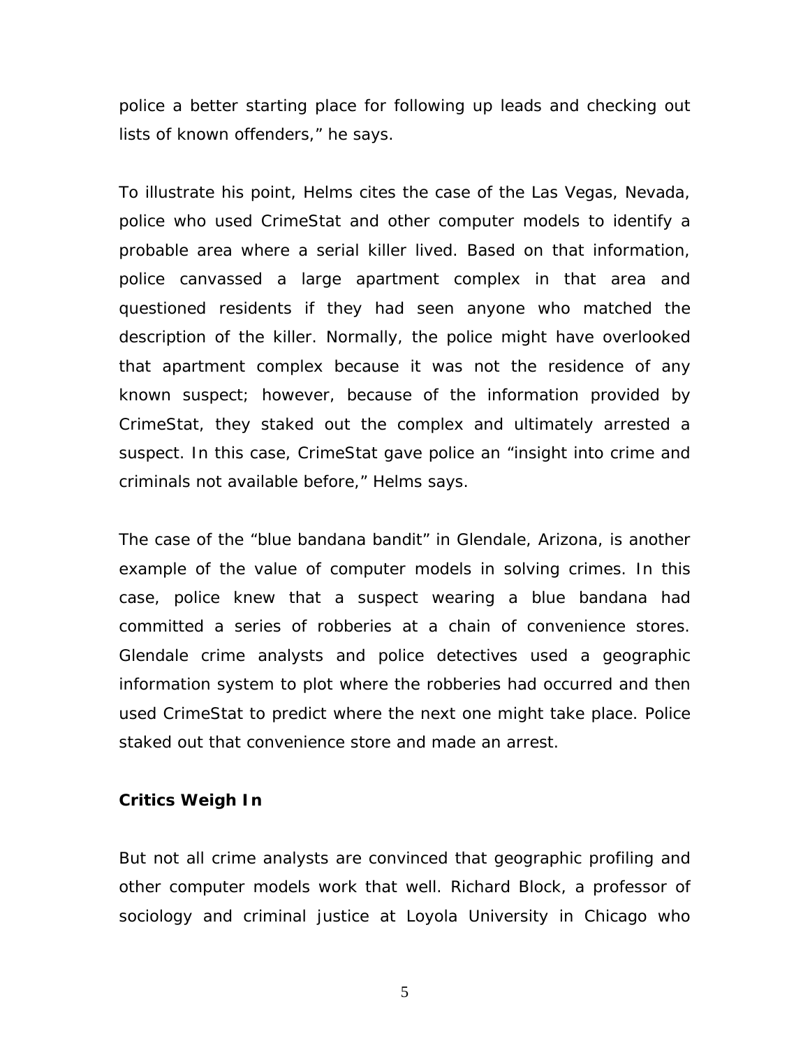police a better starting place for following up leads and checking out lists of known offenders," he says.

To illustrate his point, Helms cites the case of the Las Vegas, Nevada, police who used CrimeStat and other computer models to identify a probable area where a serial killer lived. Based on that information, police canvassed a large apartment complex in that area and questioned residents if they had seen anyone who matched the description of the killer. Normally, the police might have overlooked that apartment complex because it was not the residence of any known suspect; however, because of the information provided by CrimeStat, they staked out the complex and ultimately arrested a suspect. In this case, CrimeStat gave police an "insight into crime and criminals not available before," Helms says.

The case of the "blue bandana bandit" in Glendale, Arizona, is another example of the value of computer models in solving crimes. In this case, police knew that a suspect wearing a blue bandana had committed a series of robberies at a chain of convenience stores. Glendale crime analysts and police detectives used a geographic information system to plot where the robberies had occurred and then used CrimeStat to predict where the next one might take place. Police staked out that convenience store and made an arrest.

**Critics Weigh In**

But not all crime analysts are convinced that geographic profiling and other computer models work that well. Richard Block, a professor of sociology and criminal justice at Loyola University in Chicago who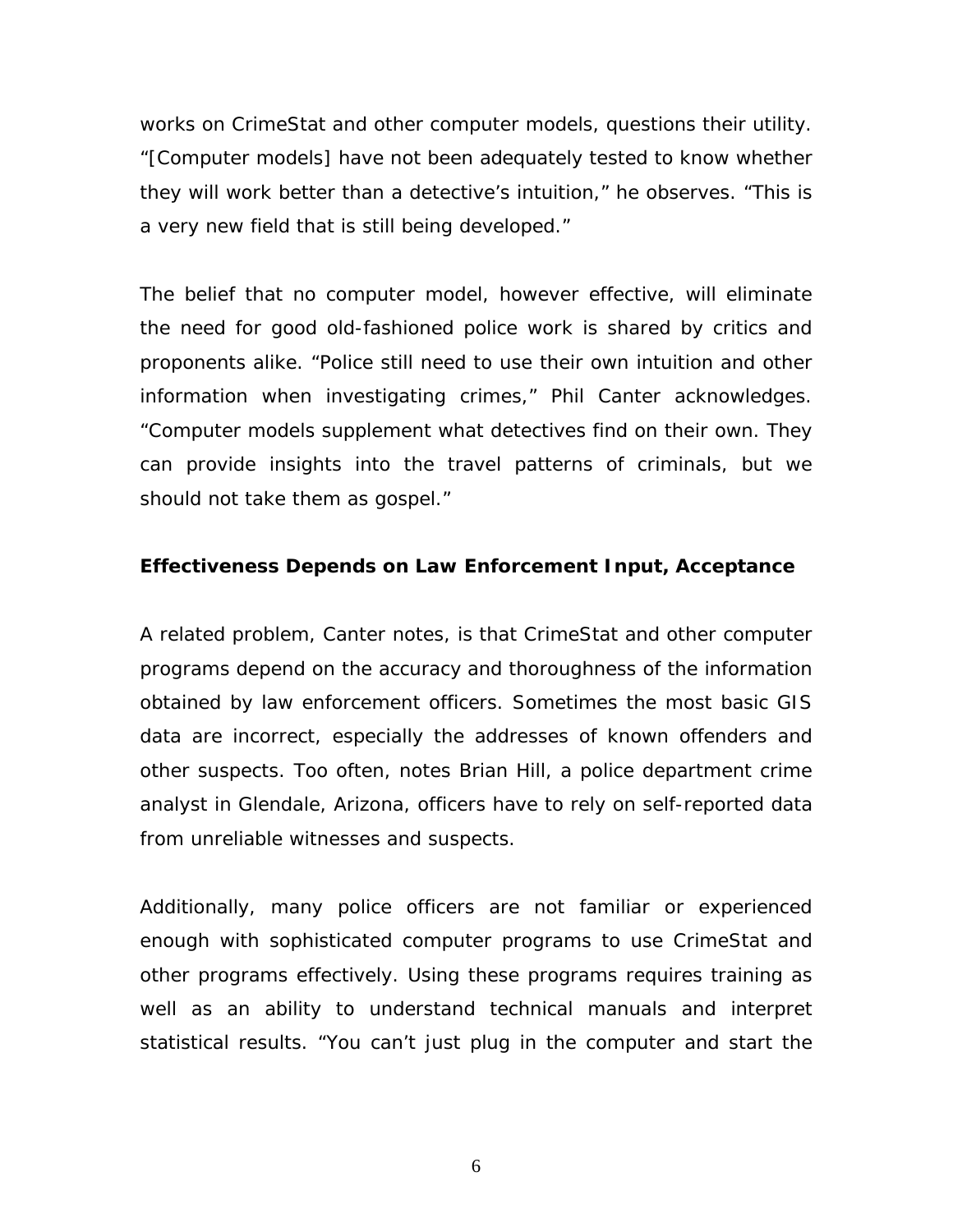works on CrimeStat and other computer models, questions their utility. "[Computer models] have not been adequately tested to know whether they will work better than a detective's intuition," he observes. "This is a very new field that is still being developed."

The belief that no computer model, however effective, will eliminate the need for good old-fashioned police work is shared by critics and proponents alike. "Police still need to use their own intuition and other information when investigating crimes," Phil Canter acknowledges. "Computer models supplement what detectives find on their own. They can provide insights into the travel patterns of criminals, but we should not take them as gospel."

**Effectiveness Depends on Law Enforcement Input, Acceptance**

A related problem, Canter notes, is that CrimeStat and other computer programs depend on the accuracy and thoroughness of the information obtained by law enforcement officers. Sometimes the most basic GIS data are incorrect, especially the addresses of known offenders and other suspects. Too often, notes Brian Hill, a police department crime analyst in Glendale, Arizona, officers have to rely on self-reported data from unreliable witnesses and suspects.

Additionally, many police officers are not familiar or experienced enough with sophisticated computer programs to use CrimeStat and other programs effectively. Using these programs requires training as well as an ability to understand technical manuals and interpret statistical results. "You can't just plug in the computer and start the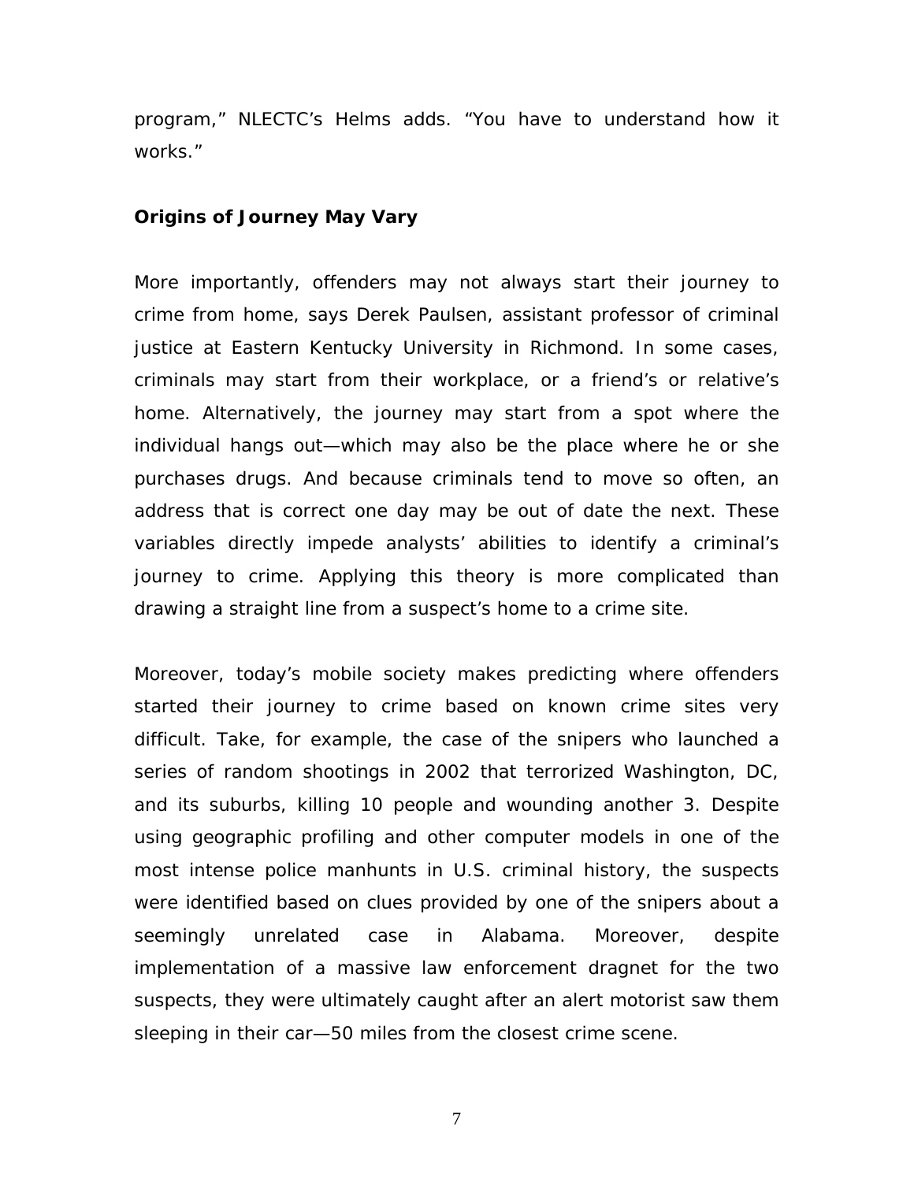program," NLECTC's Helms adds. "You have to understand how it works."

**Origins of Journey May Vary**

More importantly, offenders may not always start their journey to crime from home, says Derek Paulsen, assistant professor of criminal justice at Eastern Kentucky University in Richmond. In some cases, criminals may start from their workplace, or a friend's or relative's home. Alternatively, the journey may start from a spot where the individual hangs out—which may also be the place where he or she purchases drugs. And because criminals tend to move so often, an address that is correct one day may be out of date the next. These variables directly impede analysts' abilities to identify a criminal's journey to crime. Applying this theory is more complicated than drawing a straight line from a suspect's home to a crime site.

Moreover, today's mobile society makes predicting where offenders started their journey to crime based on known crime sites very difficult. Take, for example, the case of the snipers who launched a series of random shootings in 2002 that terrorized Washington, DC, and its suburbs, killing 10 people and wounding another 3. Despite using geographic profiling and other computer models in one of the most intense police manhunts in U.S. criminal history, the suspects were identified based on clues provided by one of the snipers about a seemingly unrelated case in Alabama. Moreover, despite implementation of a massive law enforcement dragnet for the two suspects, they were ultimately caught after an alert motorist saw them sleeping in their car—50 miles from the closest crime scene.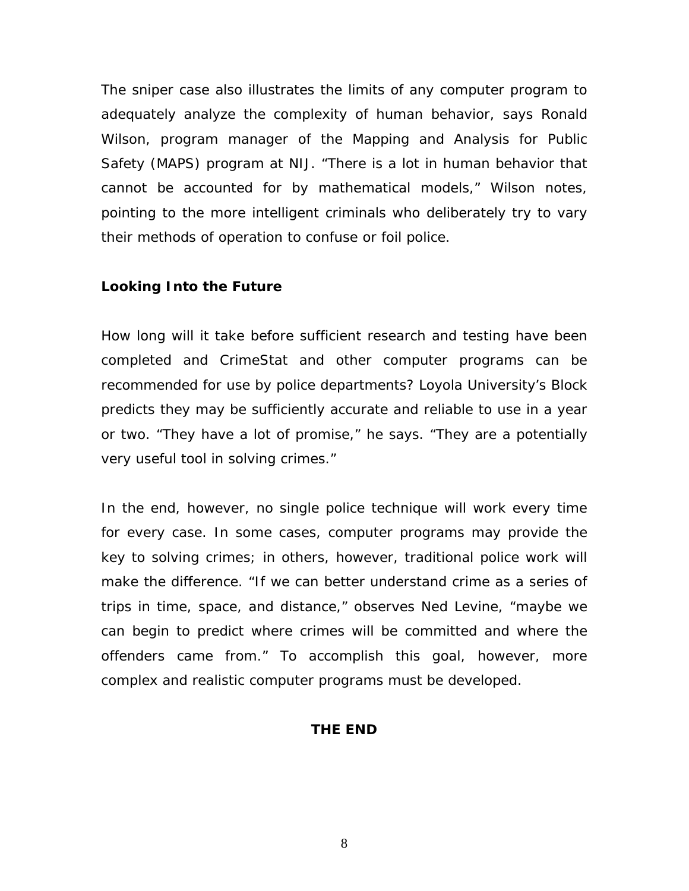The sniper case also illustrates the limits of any computer program to adequately analyze the complexity of human behavior, says Ronald Wilson, program manager of the Mapping and Analysis for Public Safety (MAPS) program at NIJ. "There is a lot in human behavior that cannot be accounted for by mathematical models," Wilson notes, pointing to the more intelligent criminals who deliberately try to vary their methods of operation to confuse or foil police.

**Looking Into the Future**

How long will it take before sufficient research and testing have been completed and CrimeStat and other computer programs can be recommended for use by police departments? Loyola University's Block predicts they may be sufficiently accurate and reliable to use in a year or two. "They have a lot of promise," he says. "They are a potentially very useful tool in solving crimes."

In the end, however, no single police technique will work every time for every case. In some cases, computer programs may provide the key to solving crimes; in others, however, traditional police work will make the difference. "If we can better understand crime as a series of trips in time, space, and distance," observes Ned Levine, "maybe we can begin to predict where crimes will be committed and where the offenders came from." To accomplish this goal, however, more complex and realistic computer programs must be developed.

**THE END**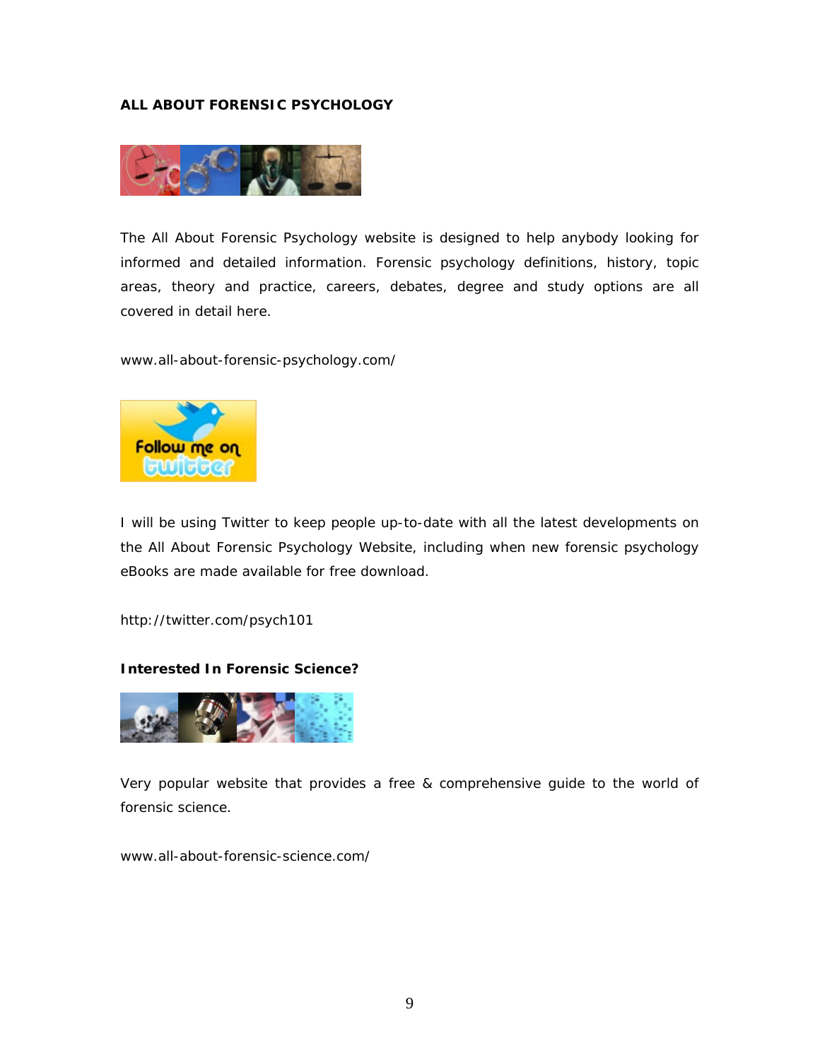**ALL ABOUT FORENSIC PSYCHOLOGY**

The All About Forensic Psychology website is designed to help anybody looking for informed and detailed information. Forensic psychology definitions, history, topic areas, theory and practice, careers, debates, degree and study options are all covered in detail here.

www.all-about-forensic-psychology.com/

I will be using Twitter to keep people up-to-date with all the latest developments on the All About Forensic Psychology Website, including when new forensic psychology eBooks are made available for free download.

http://twitter.com/psych101

**Interested In Forensic Science?**

Very popular website that provides a free & comprehensive guide to the world of forensic science.

www.all-about-forensic-science.com/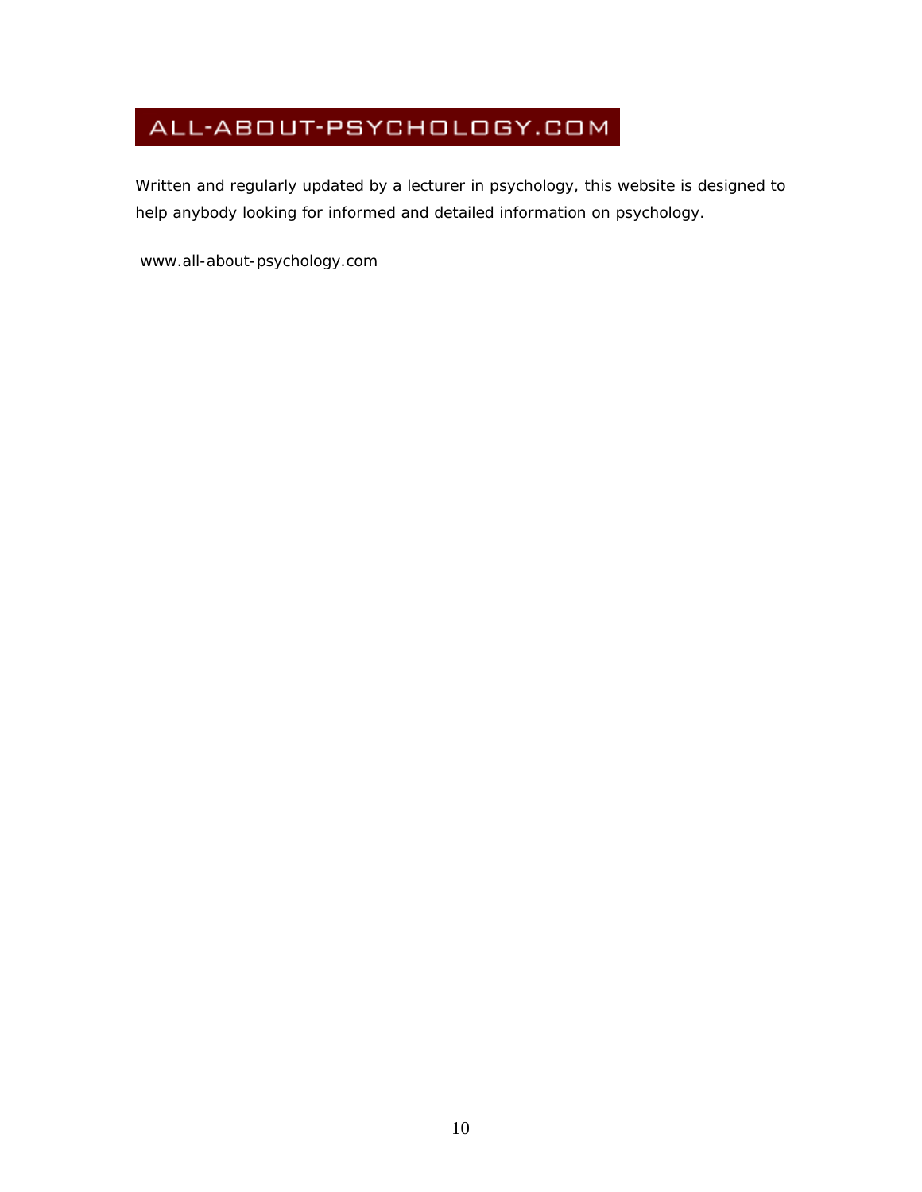# ALL-ABOUT-PSYCHOLOGY.COM

Written and regularly updated by a lecturer in psychology, this website is designed to help anybody looking for informed and detailed information on psychology.

www.all-about-psychology.com